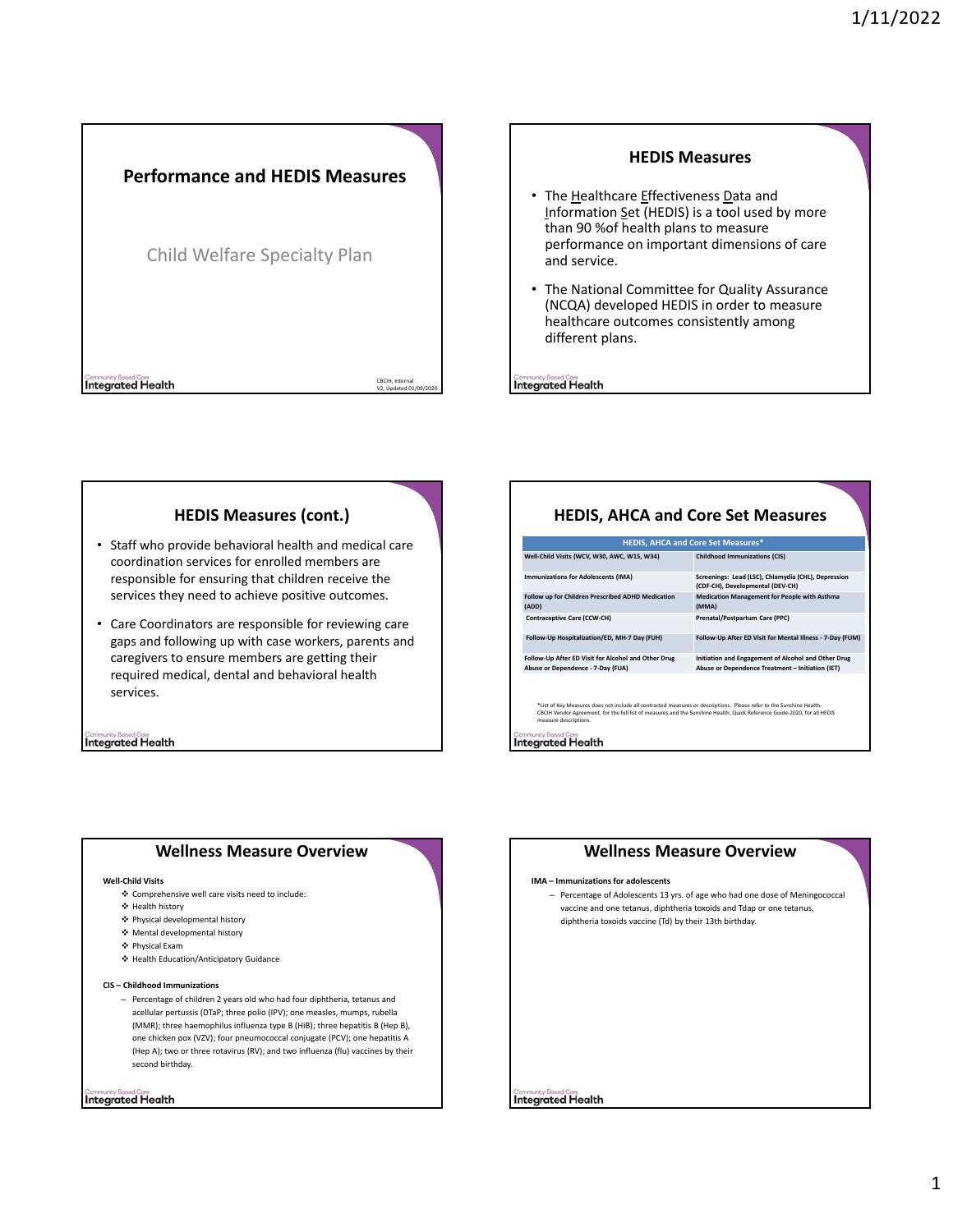# Performance and HEDIS Measures

Child Welfare Specialty Plan

CBCIH, Internal
V2, Updated 01/09/2020

## HEDIS Measures

- The Healthcare Effectiveness Data and Information Set (HEDIS) is a tool used by more than 90 %of health plans to measure performance on important dimensions of care and service.
- The National Committee for Quality Assurance (NCQA) developed HEDIS in order to measure healthcare outcomes consistently among different plans.

## HEDIS Measures (cont.)

- Staff who provide behavioral health and medical care coordination services for enrolled members are responsible for ensuring that children receive the services they need to achieve positive outcomes.
- Care Coordinators are responsible for reviewing care gaps and following up with case workers, parents and caregivers to ensure members are getting their required medical, dental and behavioral health services.

## HEDIS, AHCA and Core Set Measures

| HEDIS, AHCA and Core Set Measures* | |
|---|---|
| Well-Child Visits (WCV, W30, AWC, W15, W34) | Childhood Immunizations (CIS) |
| Immunizations for Adolescents (IMA) | Screenings: Lead (LSC), Chlamydia (CHL), Depression (CDF-CH), Developmental (DEV-CH) |
| Follow up for Children Prescribed ADHD Medication (ADD) | Medication Management for People with Asthma (MMA) |
| Contraceptive Care (CCW-CH) | Prenatal/Postpartum Care (PPC) |
| Follow-Up Hospitalization/ED, MH-7 Day (FUH) | Follow-Up After ED Visit for Mental Illness - 7-Day (FUM) |
| Follow-Up After ED Visit for Alcohol and Other Drug Abuse or Dependence - 7-Day (FUA) | Initiation and Engagement of Alcohol and Other Drug Abuse or Dependence Treatment – Initiation (IET) |

*List of Key Measures does not include all contracted measures or descriptions. Please refer to the Sunshine Health-CBCIH Vendor Agreement, for the full list of measures and the Sunshine Health, Quick Reference Guide-2020, for all HEDIS measure descriptions.

## Wellness Measure Overview

**Well-Child Visits**

- Comprehensive well care visits need to include:
- Health history
- Physical developmental history
- Mental developmental history
- Physical Exam
- Health Education/Anticipatory Guidance

**CIS – Childhood Immunizations**

- Percentage of children 2 years old who had four diphtheria, tetanus and acellular pertussis (DTaP; three polio (IPV); one measles, mumps, rubella (MMR); three haemophilus influenza type B (HiB); three hepatitis B (Hep B), one chicken pox (VZV); four pneumococcal conjugate (PCV); one hepatitis A (Hep A); two or three rotavirus (RV); and two influenza (flu) vaccines by their second birthday.

## Wellness Measure Overview

**IMA – Immunizations for adolescents**

- Percentage of Adolescents 13 yrs. of age who had one dose of Meningococcal vaccine and one tetanus, diphtheria toxoids and Tdap or one tetanus, diphtheria toxoids vaccine (Td) by their 13th birthday.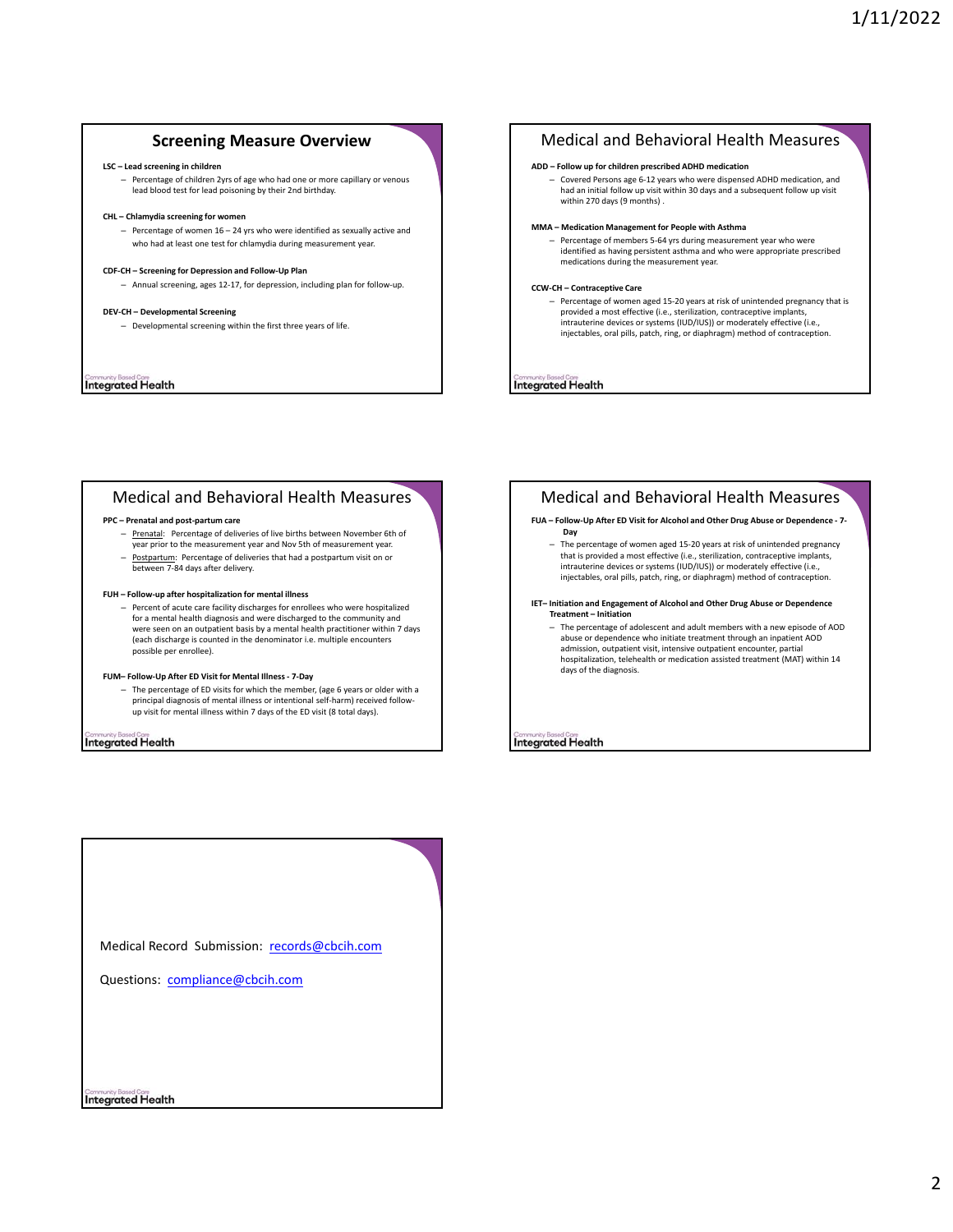## Screening Measure Overview

**LSC – Lead screening in children**

- Percentage of children 2yrs of age who had one or more capillary or venous lead blood test for lead poisoning by their 2nd birthday.

**CHL – Chlamydia screening for women**

- Percentage of women 16 – 24 yrs who were identified as sexually active and who had at least one test for chlamydia during measurement year.

**CDF-CH – Screening for Depression and Follow-Up Plan**

- Annual screening, ages 12-17, for depression, including plan for follow-up.

**DEV-CH – Developmental Screening**

- Developmental screening within the first three years of life.

Community Based Care Integrated Health

## Medical and Behavioral Health Measures

**ADD – Follow up for children prescribed ADHD medication**

- Covered Persons age 6-12 years who were dispensed ADHD medication, and had an initial follow up visit within 30 days and a subsequent follow up visit within 270 days (9 months) .

**MMA – Medication Management for People with Asthma**

- Percentage of members 5-64 yrs during measurement year who were identified as having persistent asthma and who were appropriate prescribed medications during the measurement year.

**CCW-CH – Contraceptive Care**

- Percentage of women aged 15-20 years at risk of unintended pregnancy that is provided a most effective (i.e., sterilization, contraceptive implants, intrauterine devices or systems (IUD/IUS)) or moderately effective (i.e., injectables, oral pills, patch, ring, or diaphragm) method of contraception.

Community Based Care Integrated Health

## Medical and Behavioral Health Measures

**PPC – Prenatal and post-partum care**

- Prenatal: Percentage of deliveries of live births between November 6th of year prior to the measurement year and Nov 5th of measurement year.
- Postpartum: Percentage of deliveries that had a postpartum visit on or between 7-84 days after delivery.

**FUH – Follow-up after hospitalization for mental illness**

- Percent of acute care facility discharges for enrollees who were hospitalized for a mental health diagnosis and were discharged to the community and were seen on an outpatient basis by a mental health practitioner within 7 days (each discharge is counted in the denominator i.e. multiple encounters possible per enrollee).

**FUM– Follow-Up After ED Visit for Mental Illness - 7-Day**

- The percentage of ED visits for which the member, (age 6 years or older with a principal diagnosis of mental illness or intentional self-harm) received follow-up visit for mental illness within 7 days of the ED visit (8 total days).

Community Based Care Integrated Health

## Medical and Behavioral Health Measures

**FUA – Follow-Up After ED Visit for Alcohol and Other Drug Abuse or Dependence - 7-Day**

- The percentage of women aged 15-20 years at risk of unintended pregnancy that is provided a most effective (i.e., sterilization, contraceptive implants, intrauterine devices or systems (IUD/IUS)) or moderately effective (i.e., injectables, oral pills, patch, ring, or diaphragm) method of contraception.

**IET– Initiation and Engagement of Alcohol and Other Drug Abuse or Dependence Treatment – Initiation**

- The percentage of adolescent and adult members with a new episode of AOD abuse or dependence who initiate treatment through an inpatient AOD admission, outpatient visit, intensive outpatient encounter, partial hospitalization, telehealth or medication assisted treatment (MAT) within 14 days of the diagnosis.

Community Based Care Integrated Health

Medical Record Submission: records@cbcih.com

Questions: compliance@cbcih.com

Community Based Care Integrated Health